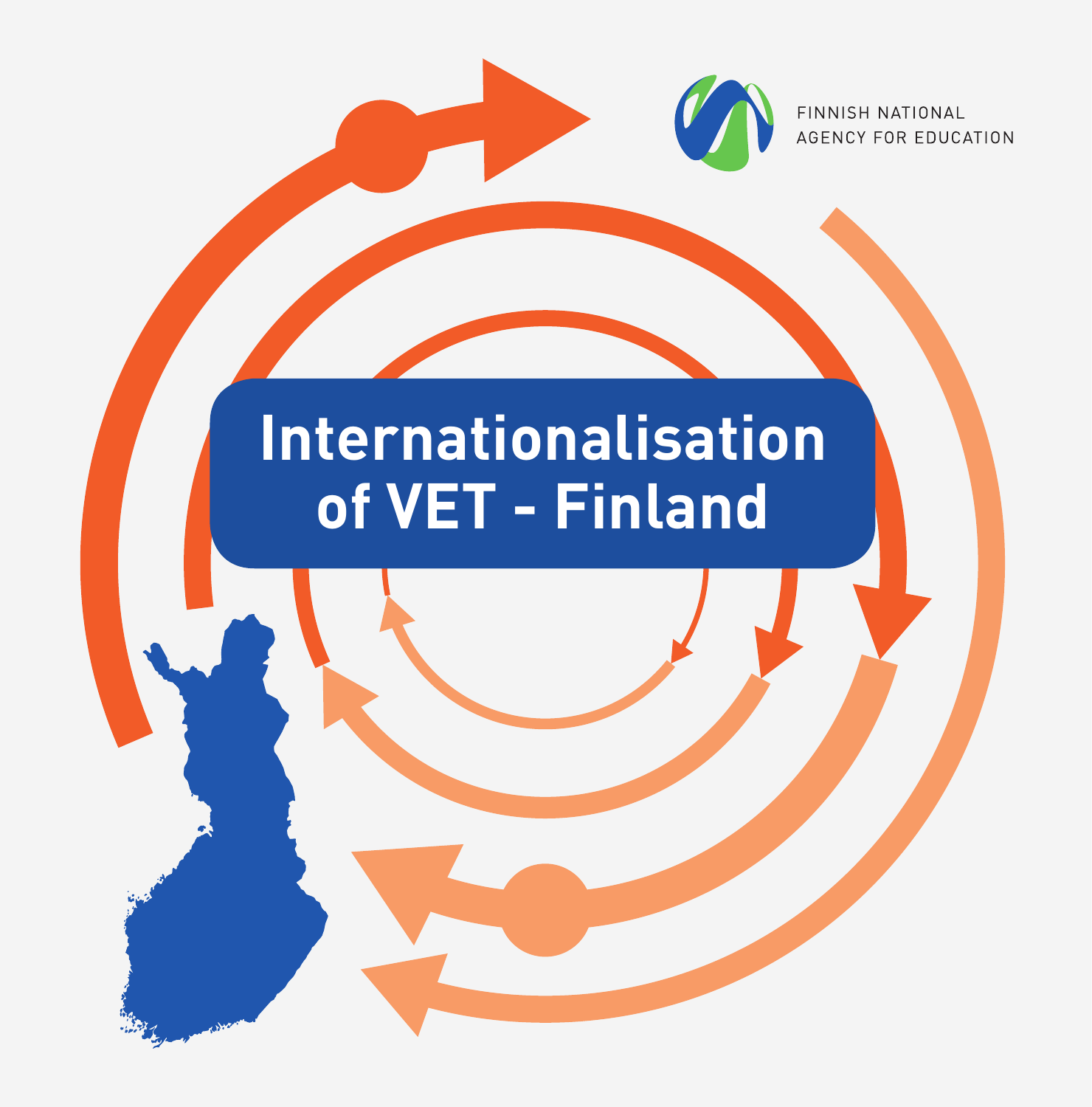FINNISH NATIONAL AGENCY FOR EDUCATION

# Internationalisation of VET - Finland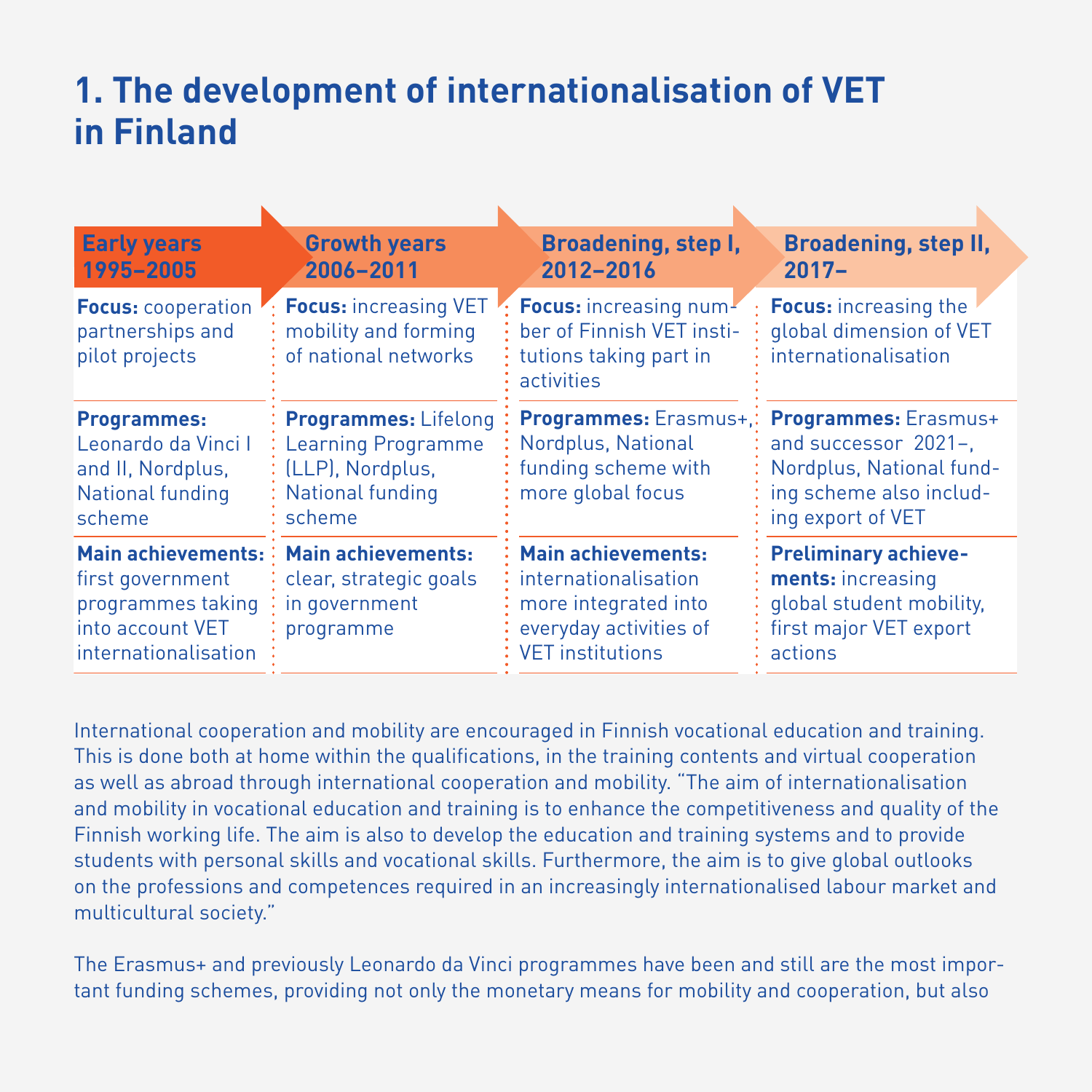# 1. The development of internationalisation of VET in Finland

| Early years 1995–2005 | Growth years 2006–2011 | Broadening, step I, 2012–2016 | Broadening, step II, 2017– |
|---|---|---|---|
| **Focus:** cooperation partnerships and pilot projects | **Focus:** increasing VET mobility and forming of national networks | **Focus:** increasing number of Finnish VET institutions taking part in activities | **Focus:** increasing the global dimension of VET internationalisation |
| **Programmes:** Leonardo da Vinci I and II, Nordplus, National funding scheme | **Programmes:** Lifelong Learning Programme (LLP), Nordplus, National funding scheme | **Programmes:** Erasmus+, Nordplus, National funding scheme with more global focus | **Programmes:** Erasmus+ and successor 2021–, Nordplus, National funding scheme also including export of VET |
| **Main achievements:** first government programmes taking into account VET internationalisation | **Main achievements:** clear, strategic goals in government programme | **Main achievements:** internationalisation more integrated into everyday activities of VET institutions | **Preliminary achievements:** increasing global student mobility, first major VET export actions |

International cooperation and mobility are encouraged in Finnish vocational education and training. This is done both at home within the qualifications, in the training contents and virtual cooperation as well as abroad through international cooperation and mobility. "The aim of internationalisation and mobility in vocational education and training is to enhance the competitiveness and quality of the Finnish working life. The aim is also to develop the education and training systems and to provide students with personal skills and vocational skills. Furthermore, the aim is to give global outlooks on the professions and competences required in an increasingly internationalised labour market and multicultural society."

The Erasmus+ and previously Leonardo da Vinci programmes have been and still are the most important funding schemes, providing not only the monetary means for mobility and cooperation, but also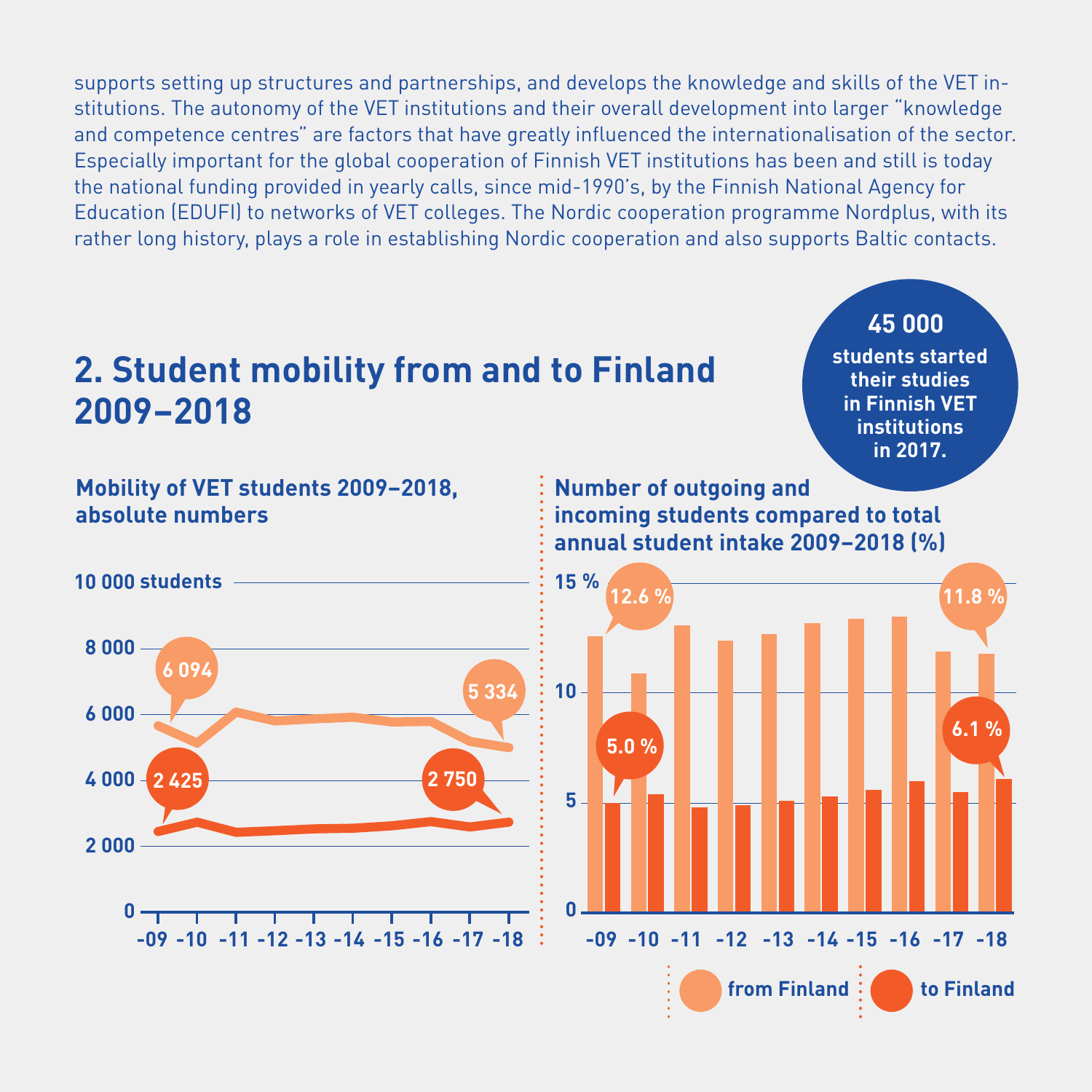supports setting up structures and partnerships, and develops the knowledge and skills of the VET institutions. The autonomy of the VET institutions and their overall development into larger "knowledge and competence centres" are factors that have greatly influenced the internationalisation of the sector. Especially important for the global cooperation of Finnish VET institutions has been and still is today the national funding provided in yearly calls, since mid-1990's, by the Finnish National Agency for Education (EDUFI) to networks of VET colleges. The Nordic cooperation programme Nordplus, with its rather long history, plays a role in establishing Nordic cooperation and also supports Baltic contacts.

## 2. Student mobility from and to Finland 2009–2018

**45 000** students started their studies in Finnish VET institutions in 2017.

**Mobility of VET students 2009–2018, absolute numbers**

10 000 students

8 000

6 000

4 000

2 000

0

-09 -10 -11 -12 -13 -14 -15 -16 -17 -18

6 094

5 334

2 425

2 750

**Number of outgoing and incoming students compared to total annual student intake 2009–2018 (%)**

15 %

10

5

0

-09 -10 -11 -12 -13 -14 -15 -16 -17 -18

12.6 %

11.8 %

5.0 %

6.1 %

from Finland

to Finland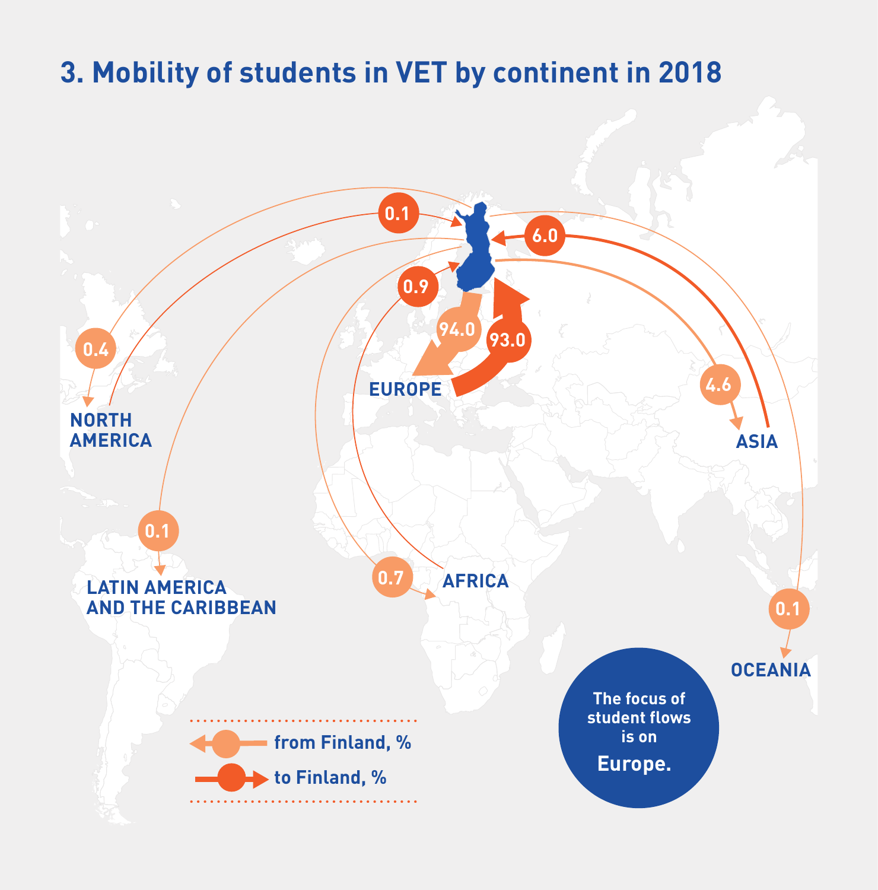# 3. Mobility of students in VET by continent in 2018

| Continent | from Finland, % | to Finland, % |
|---|---|---|
| Europe | 94.0 | 93.0 |
| Asia | 4.6 | 6.0 |
| Africa | 0.7 | 0.9 |
| North America | 0.4 | 0.1 |
| Latin America and the Caribbean | 0.1 | |
| Oceania | 0.1 | |

The focus of student flows is on **Europe.**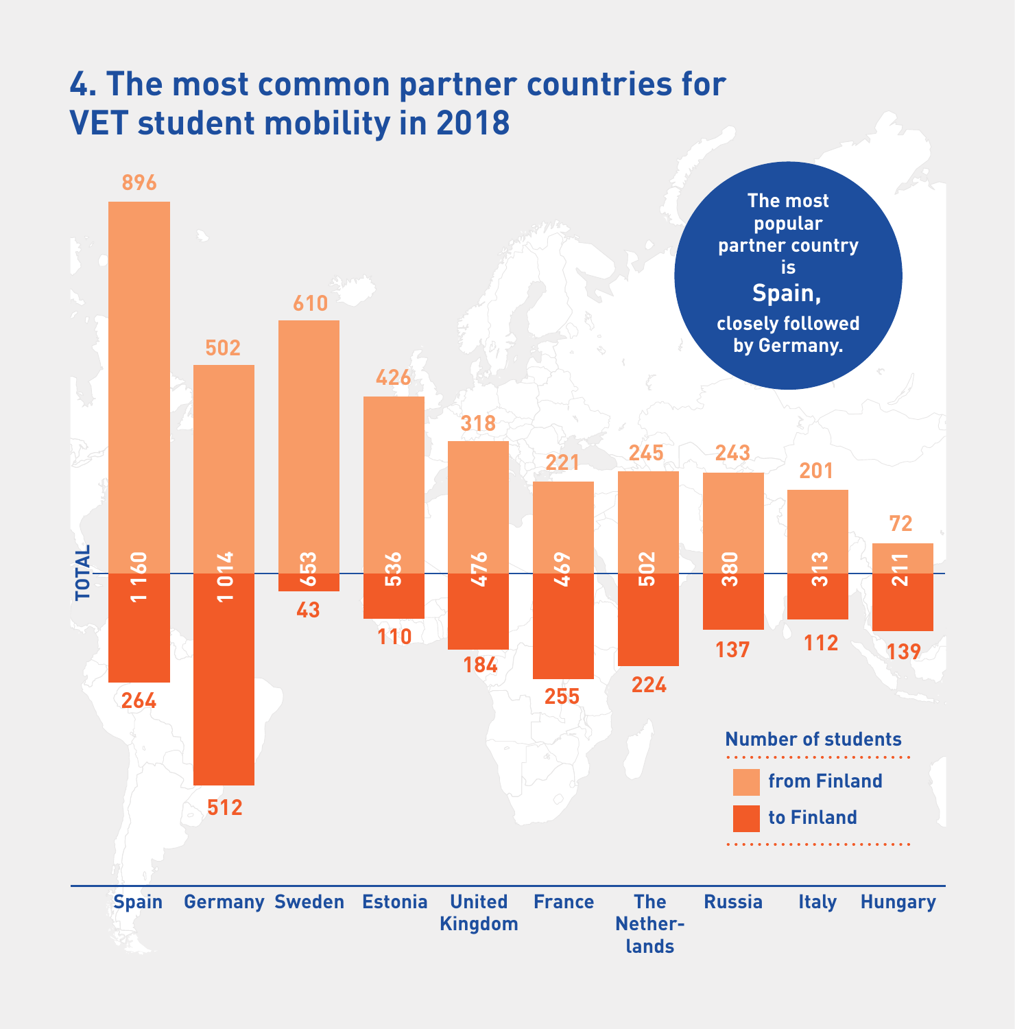# 4. The most common partner countries for VET student mobility in 2018

The most popular partner country is **Spain**, closely followed by Germany.

Number of students

| Country | from Finland | to Finland | TOTAL |
|---|---|---|---|
| Spain | 896 | 264 | 1 160 |
| Germany | 502 | 512 | 1 014 |
| Sweden | 610 | 43 | 653 |
| Estonia | 426 | 110 | 536 |
| United Kingdom | 318 | 184 | 476 |
| France | 221 | 255 | 469 |
| The Netherlands | 245 | 224 | 502 |
| Russia | 243 | 137 | 380 |
| Italy | 201 | 112 | 313 |
| Hungary | 72 | 139 | 211 |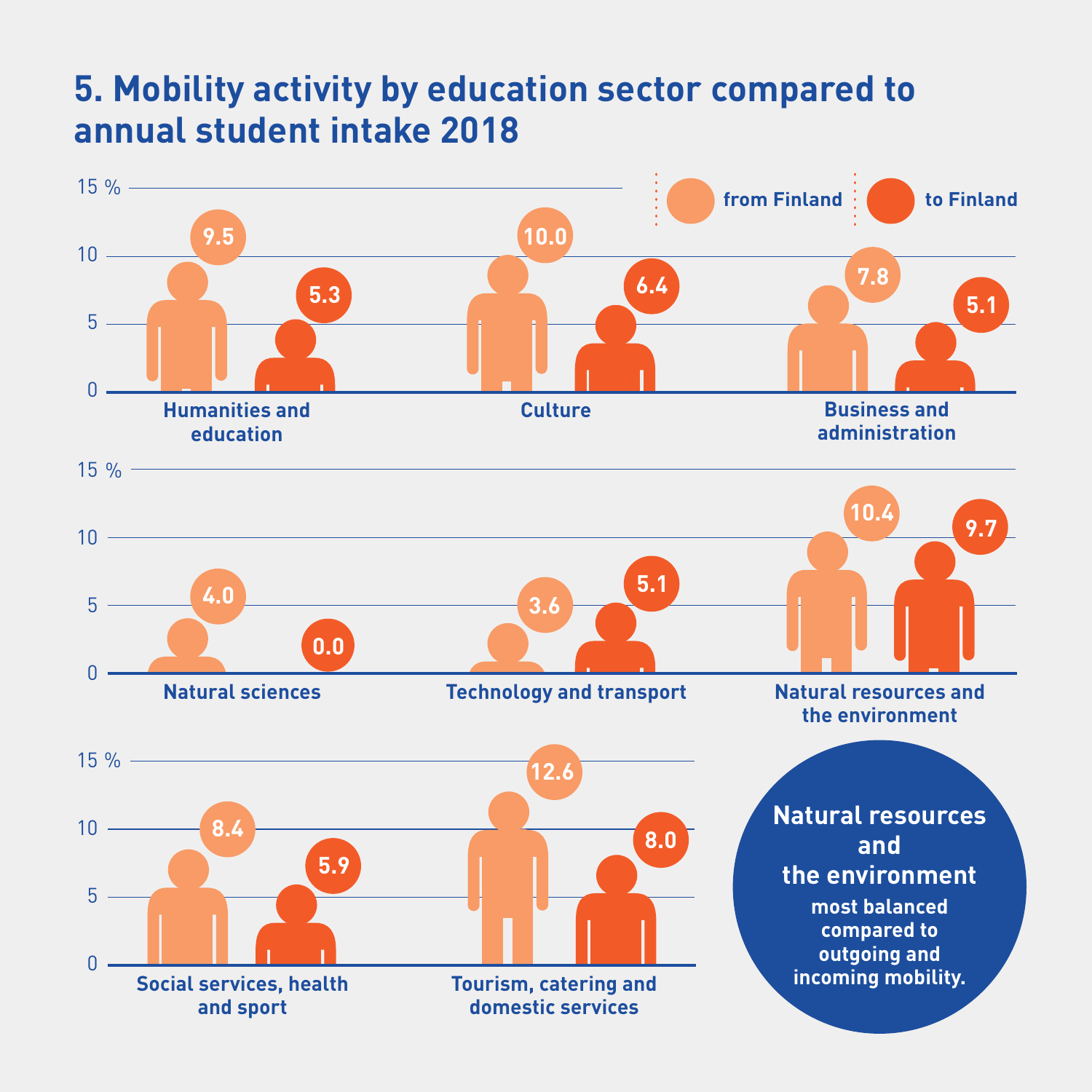# 5. Mobility activity by education sector compared to annual student intake 2018

| Education sector | from Finland (%) | to Finland (%) |
|---|---|---|
| Humanities and education | 9.5 | 5.3 |
| Culture | 10.0 | 6.4 |
| Business and administration | 7.8 | 5.1 |
| Natural sciences | 4.0 | 0.0 |
| Technology and transport | 3.6 | 5.1 |
| Natural resources and the environment | 10.4 | 9.7 |
| Social services, health and sport | 8.4 | 5.9 |
| Tourism, catering and domestic services | 12.6 | 8.0 |

**Natural resources and the environment** most balanced compared to outgoing and incoming mobility.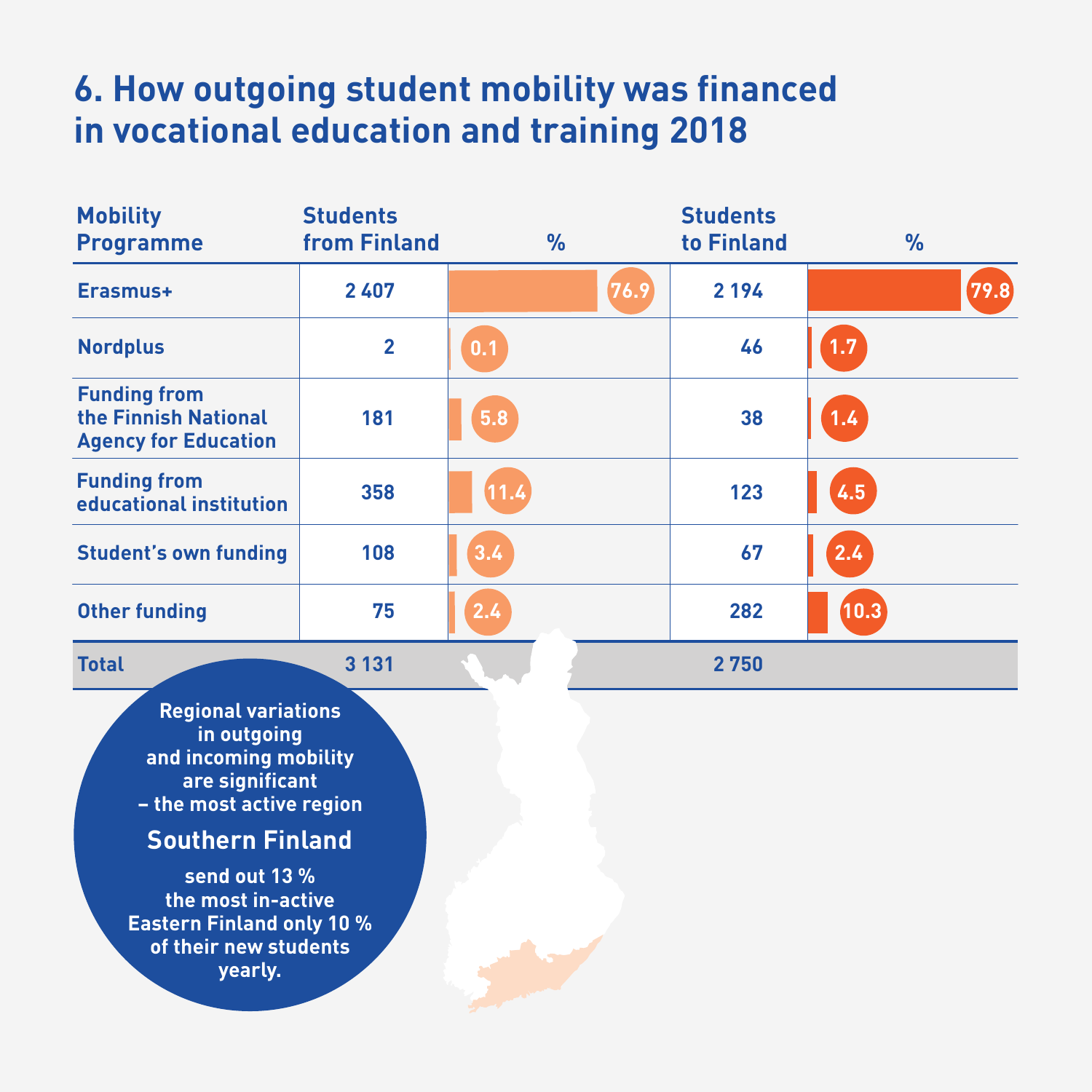# 6. How outgoing student mobility was financed in vocational education and training 2018

| Mobility Programme | Students from Finland | % | Students to Finland | % |
|---|---|---|---|---|
| Erasmus+ | 2 407 | 76.9 | 2 194 | 79.8 |
| Nordplus | 2 | 0.1 | 46 | 1.7 |
| Funding from the Finnish National Agency for Education | 181 | 5.8 | 38 | 1.4 |
| Funding from educational institution | 358 | 11.4 | 123 | 4.5 |
| Student's own funding | 108 | 3.4 | 67 | 2.4 |
| Other funding | 75 | 2.4 | 282 | 10.3 |
| **Total** | **3 131** | | **2 750** | |

Regional variations in outgoing and incoming mobility are significant – the most active region

**Southern Finland**

send out 13 % the most in-active Eastern Finland only 10 % of their new students yearly.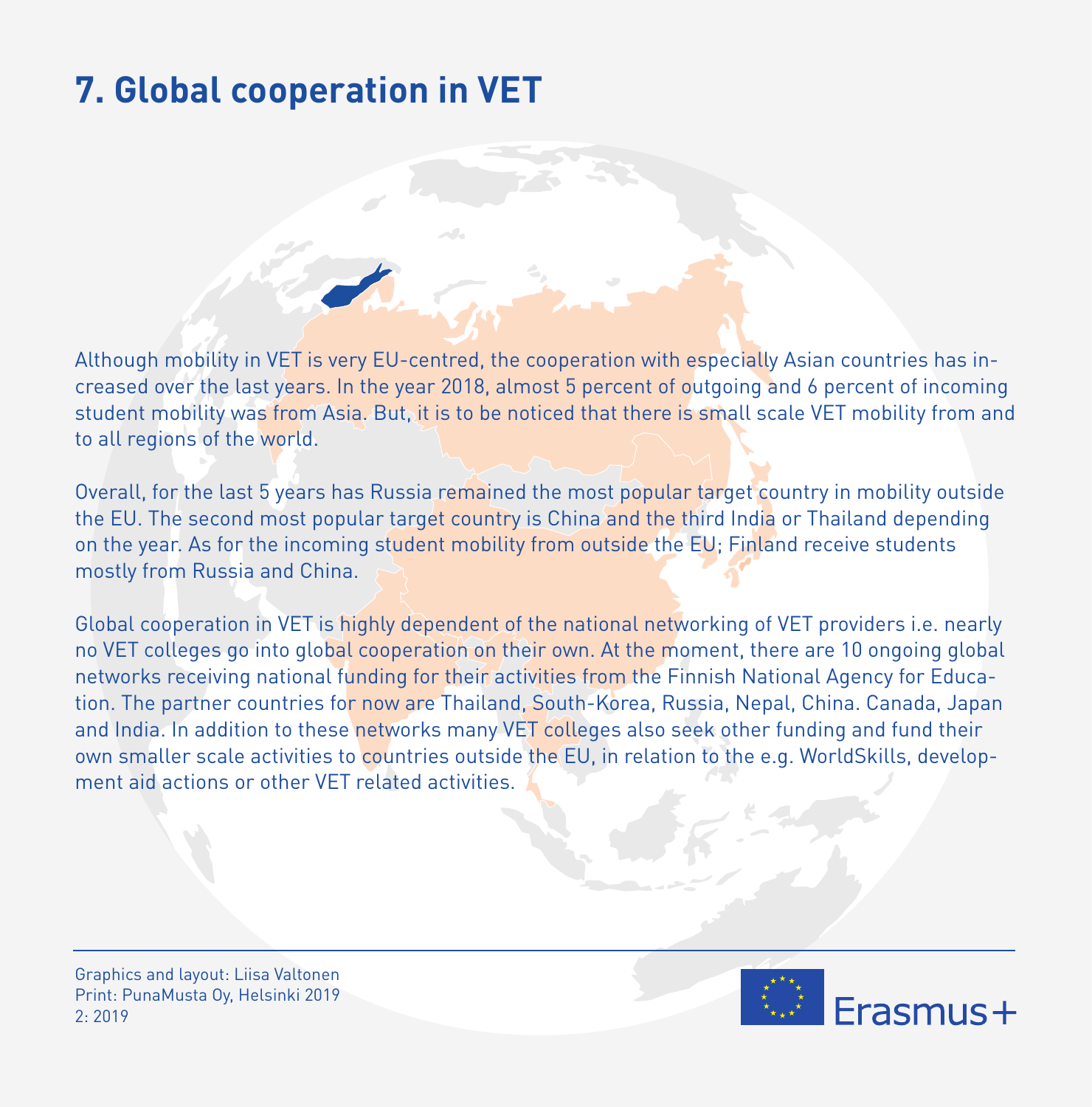# 7. Global cooperation in VET

Although mobility in VET is very EU-centred, the cooperation with especially Asian countries has increased over the last years. In the year 2018, almost 5 percent of outgoing and 6 percent of incoming student mobility was from Asia. But, it is to be noticed that there is small scale VET mobility from and to all regions of the world.

Overall, for the last 5 years has Russia remained the most popular target country in mobility outside the EU. The second most popular target country is China and the third India or Thailand depending on the year. As for the incoming student mobility from outside the EU; Finland receive students mostly from Russia and China.

Global cooperation in VET is highly dependent of the national networking of VET providers i.e. nearly no VET colleges go into global cooperation on their own. At the moment, there are 10 ongoing global networks receiving national funding for their activities from the Finnish National Agency for Education. The partner countries for now are Thailand, South-Korea, Russia, Nepal, China. Canada, Japan and India. In addition to these networks many VET colleges also seek other funding and fund their own smaller scale activities to countries outside the EU, in relation to the e.g. WorldSkills, development aid actions or other VET related activities.

---

Graphics and layout: Liisa Valtonen
Print: PunaMusta Oy, Helsinki 2019
2: 2019

Erasmus+